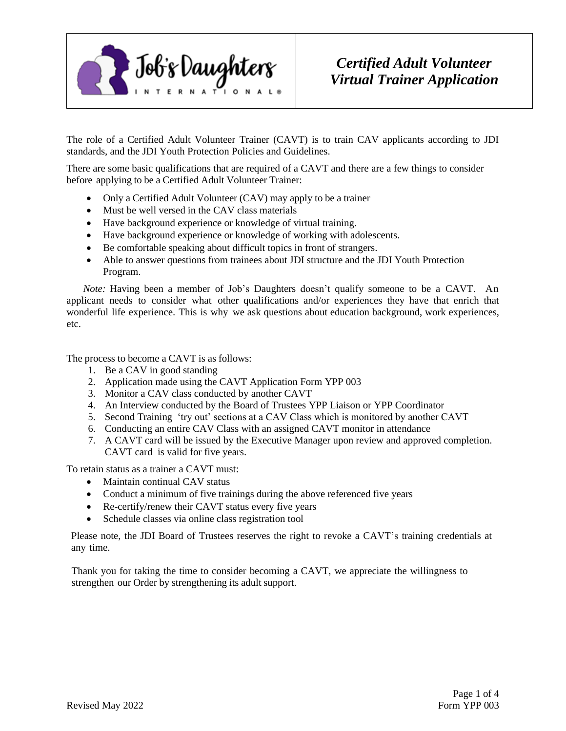# *Certified Adult Volunteer Virtual Trainer Application*

The role of a Certified Adult Volunteer Trainer (CAVT) is to train CAV applicants according to JDI standards, and the JDI Youth Protection Policies and Guidelines.

There are some basic qualifications that are required of a CAVT and there are a few things to consider before applying to be a Certified Adult Volunteer Trainer:

- Only a Certified Adult Volunteer (CAV) may apply to be a trainer
- Must be well versed in the CAV class materials
- Have background experience or knowledge of virtual training.
- Have background experience or knowledge of working with adolescents.
- Be comfortable speaking about difficult topics in front of strangers.
- Able to answer questions from trainees about JDI structure and the JDI Youth Protection Program.

*Note:* Having been a member of Job's Daughters doesn't qualify someone to be a CAVT. An applicant needs to consider what other qualifications and/or experiences they have that enrich that wonderful life experience. This is why we ask questions about education background, work experiences, etc.

The process to become a CAVT is as follows:

1. Be a CAV in good standing
2. Application made using the CAVT Application Form YPP 003
3. Monitor a CAV class conducted by another CAVT
4. An Interview conducted by the Board of Trustees YPP Liaison or YPP Coordinator
5. Second Training 'try out' sections at a CAV Class which is monitored by another CAVT
6. Conducting an entire CAV Class with an assigned CAVT monitor in attendance
7. A CAVT card will be issued by the Executive Manager upon review and approved completion. CAVT card is valid for five years.

To retain status as a trainer a CAVT must:

- Maintain continual CAV status
- Conduct a minimum of five trainings during the above referenced five years
- Re-certify/renew their CAVT status every five years
- Schedule classes via online class registration tool

Please note, the JDI Board of Trustees reserves the right to revoke a CAVT's training credentials at any time.

Thank you for taking the time to consider becoming a CAVT, we appreciate the willingness to strengthen our Order by strengthening its adult support.

Revised May 2022

Form YPP 003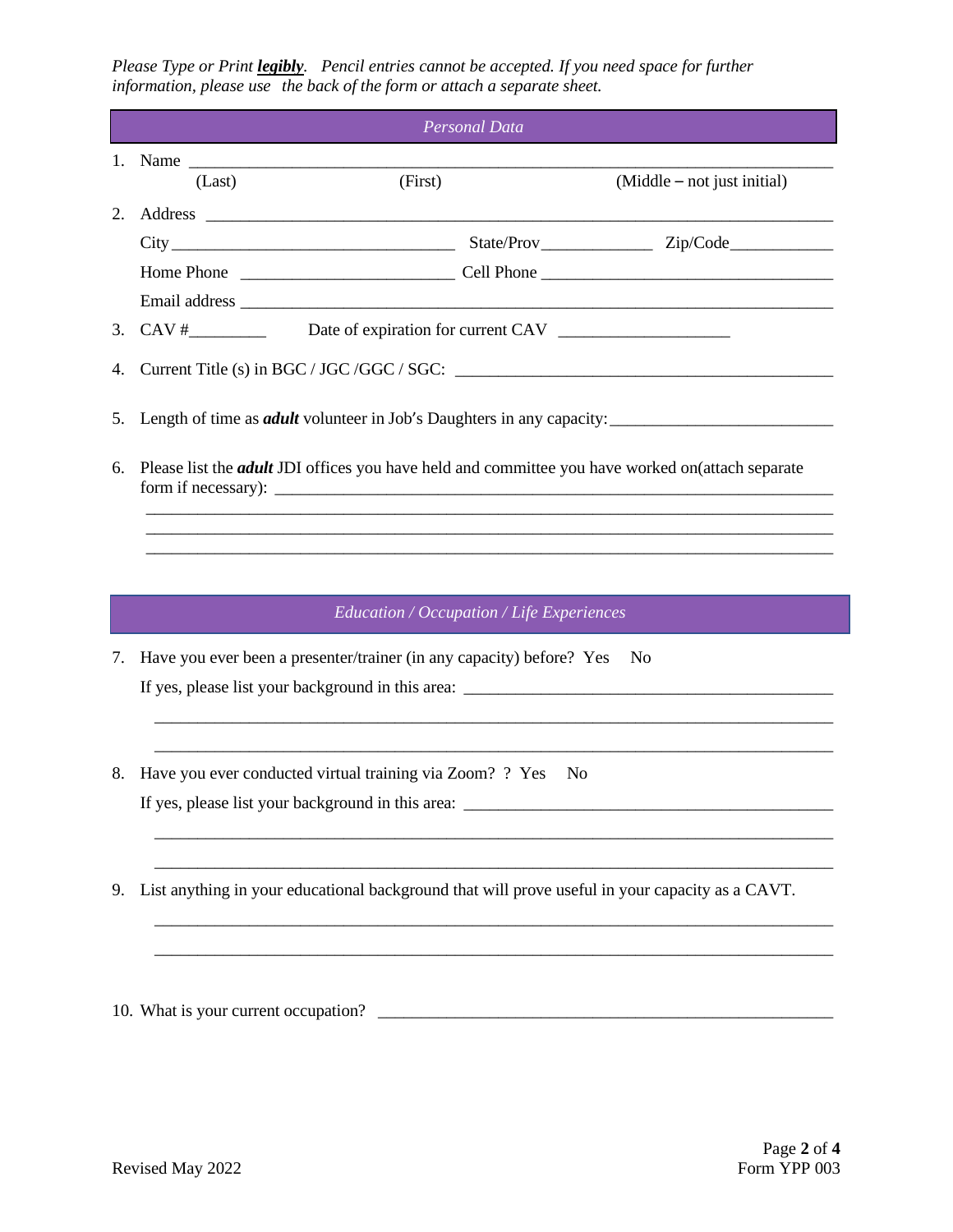*Please Type or Print **legibly**. Pencil entries cannot be accepted. If you need space for further information, please use the back of the form or attach a separate sheet.*

## *Personal Data*

1. Name ______________________________________________________________________
   (Last) (First) (Middle – not just initial)
2. Address ______________________________________________________________________
   City ______________________________ State/Prov____________ Zip/Code____________
   Home Phone ________________________ Cell Phone _________________________________
   Email address ______________________________________________________________
3. CAV #_________ Date of expiration for current CAV ___________________
4. Current Title (s) in BGC / JGC /GGC / SGC: _____________________________________________
5. Length of time as ***adult*** volunteer in Job's Daughters in any capacity:_________________________
6. Please list the ***adult*** JDI offices you have held and committee you have worked on(attach separate form if necessary): ______________________________________________________________
   ______________________________________________________________________
   ______________________________________________________________________
   ______________________________________________________________________

## *Education / Occupation / Life Experiences*

7. Have you ever been a presenter/trainer (in any capacity) before? Yes No
   If yes, please list your background in this area: ________________________________________
   ______________________________________________________________________
   ______________________________________________________________________
8. Have you ever conducted virtual training via Zoom? ? Yes No
   If yes, please list your background in this area: ________________________________________
   ______________________________________________________________________
   ______________________________________________________________________
9. List anything in your educational background that will prove useful in your capacity as a CAVT.
   ______________________________________________________________________
   ______________________________________________________________________
10. What is your current occupation? _______________________________________________

Revised May 2022 Form YPP 003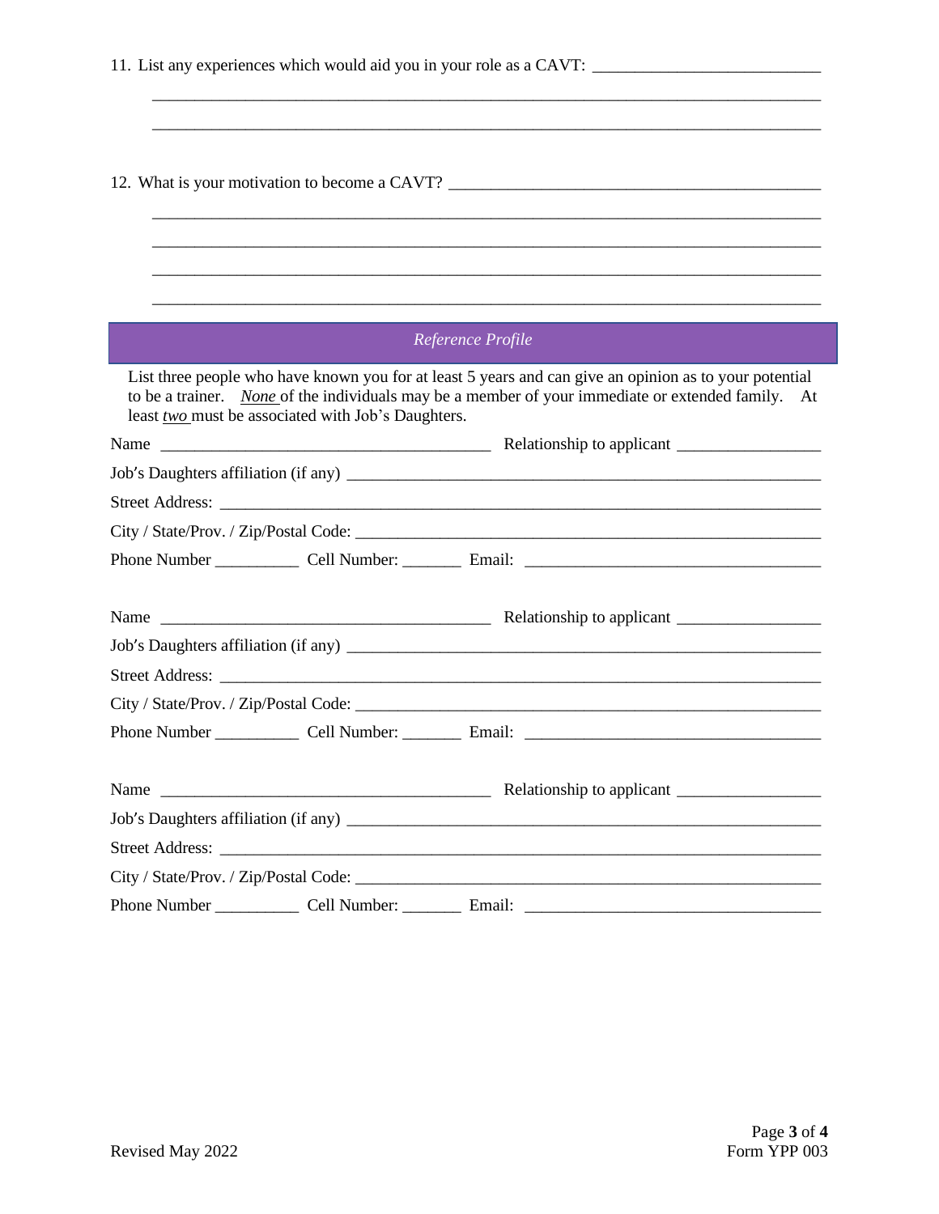11. List any experiences which would aid you in your role as a CAVT: ___________________________

    ___________________________________________________________________________

    ___________________________________________________________________________

12. What is your motivation to become a CAVT? _____________________________________________

    ___________________________________________________________________________

    ___________________________________________________________________________

    ___________________________________________________________________________

    ___________________________________________________________________________

## *Reference Profile*

List three people who have known you for at least 5 years and can give an opinion as to your potential to be a trainer. *None* of the individuals may be a member of your immediate or extended family. At least *two* must be associated with Job's Daughters.

Name _______________________________________ Relationship to applicant _________________

Job's Daughters affiliation (if any) ___________________________________________________

Street Address: _________________________________________________________________

City / State/Prov. / Zip/Postal Code: __________________________________________________

Phone Number __________ Cell Number: _______ Email: ___________________________________

Name _______________________________________ Relationship to applicant _________________

Job's Daughters affiliation (if any) ___________________________________________________

Street Address: _________________________________________________________________

City / State/Prov. / Zip/Postal Code: __________________________________________________

Phone Number __________ Cell Number: _______ Email: ___________________________________

Name _______________________________________ Relationship to applicant _________________

Job's Daughters affiliation (if any) ___________________________________________________

Street Address: _________________________________________________________________

City / State/Prov. / Zip/Postal Code: __________________________________________________

Phone Number __________ Cell Number: _______ Email: ___________________________________

Revised May 2022

Form YPP 003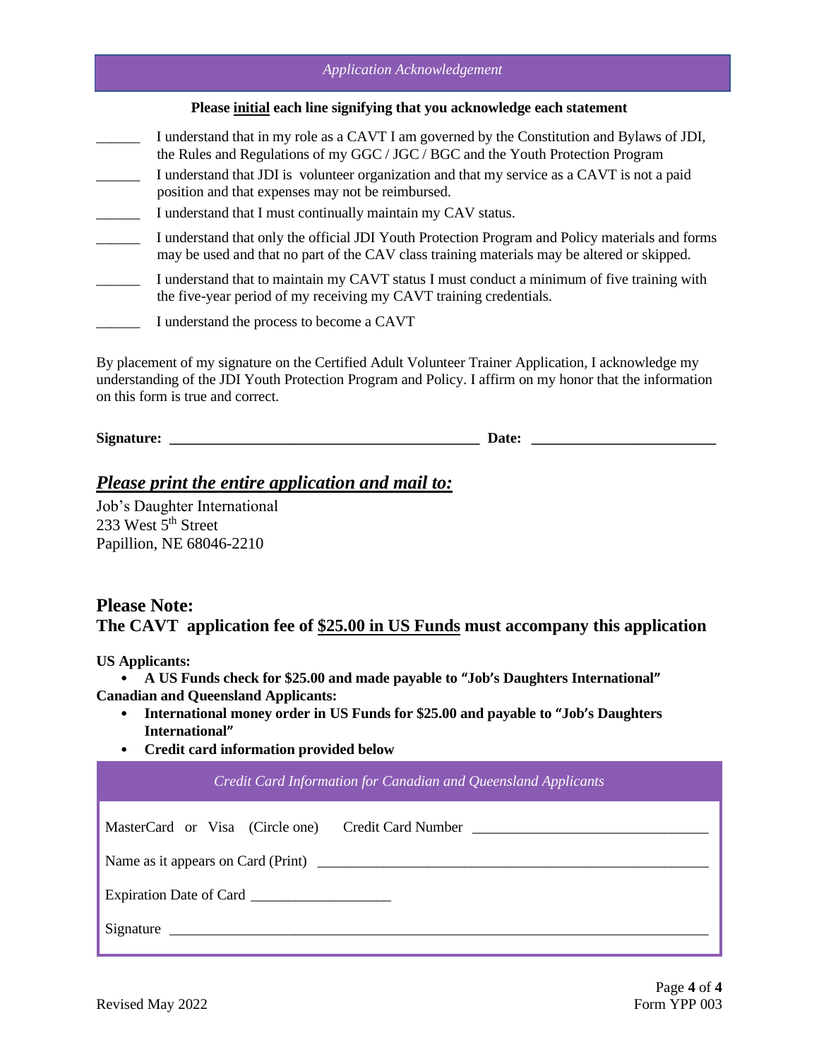## *Application Acknowledgement*

**Please <u>initial</u> each line signifying that you acknowledge each statement**

______ I understand that in my role as a CAVT I am governed by the Constitution and Bylaws of JDI, the Rules and Regulations of my GGC / JGC / BGC and the Youth Protection Program

______ I understand that JDI is volunteer organization and that my service as a CAVT is not a paid position and that expenses may not be reimbursed.

______ I understand that I must continually maintain my CAV status.

______ I understand that only the official JDI Youth Protection Program and Policy materials and forms may be used and that no part of the CAV class training materials may be altered or skipped.

______ I understand that to maintain my CAVT status I must conduct a minimum of five training with the five-year period of my receiving my CAVT training credentials.

______ I understand the process to become a CAVT

By placement of my signature on the Certified Adult Volunteer Trainer Application, I acknowledge my understanding of the JDI Youth Protection Program and Policy. I affirm on my honor that the information on this form is true and correct.

**Signature:** ________________________________________ **Date:** ________________________

## ***<u>Please print the entire application and mail to:</u>***

Job's Daughter International
233 West 5th Street
Papillion, NE 68046-2210

## Please Note:
## The CAVT application fee of <u>$25.00 in US Funds</u> must accompany this application

**US Applicants:**

- **A US Funds check for $25.00 and made payable to "Job's Daughters International"**

**Canadian and Queensland Applicants:**

- **International money order in US Funds for $25.00 and payable to "Job's Daughters International"**
- **Credit card information provided below**

### *Credit Card Information for Canadian and Queensland Applicants*

MasterCard or Visa (Circle one) Credit Card Number ________________________________

Name as it appears on Card (Print) ________________________________________________

Expiration Date of Card ___________________

Signature ____________________________________________________________________

Revised May 2022

Form YPP 003